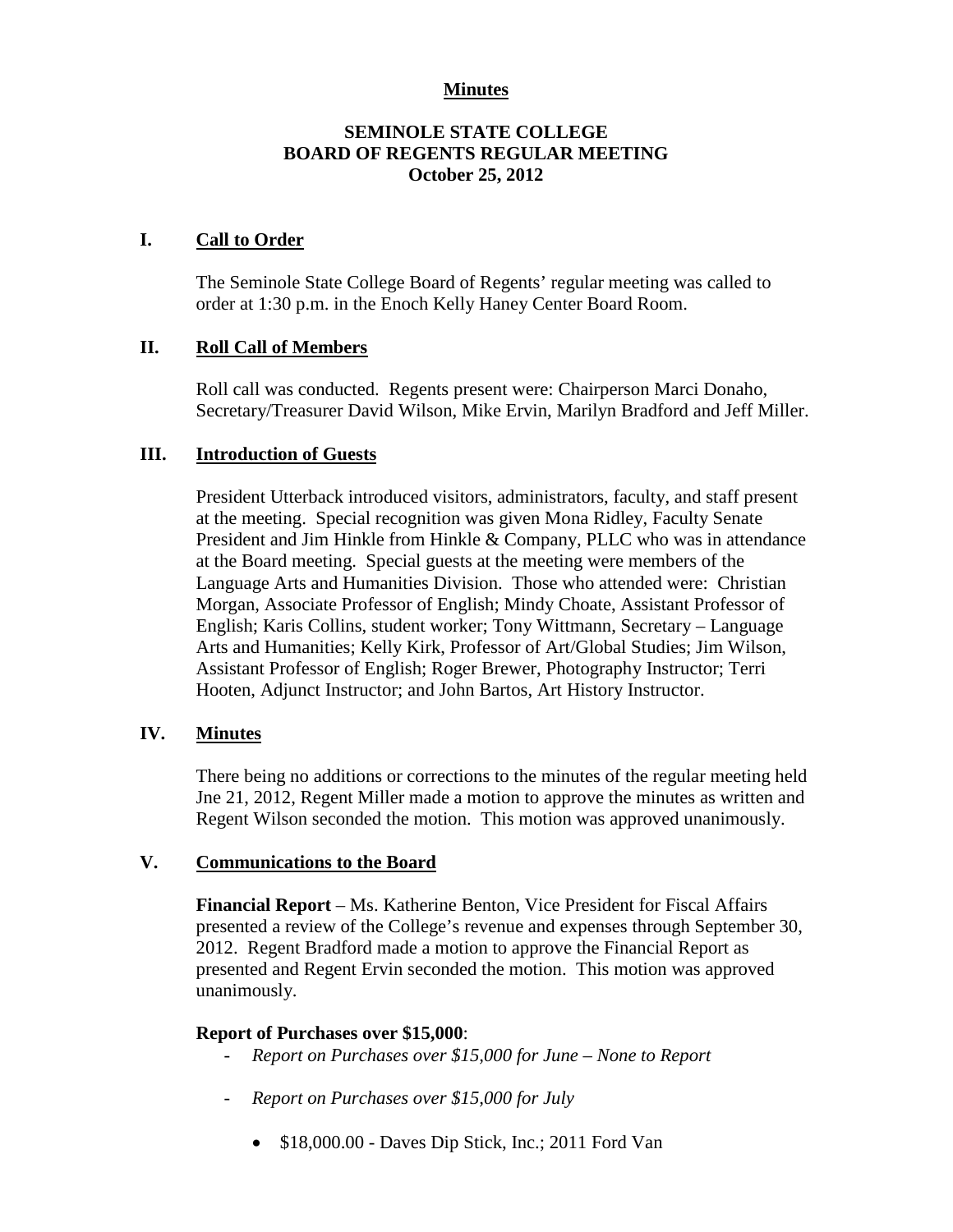**Minutes**

# SEMINOLE STATE COLLEGE
# BOARD OF REGENTS REGULAR MEETING
## October 25, 2012

## I. Call to Order

The Seminole State College Board of Regents' regular meeting was called to order at 1:30 p.m. in the Enoch Kelly Haney Center Board Room.

## II. Roll Call of Members

Roll call was conducted. Regents present were: Chairperson Marci Donaho, Secretary/Treasurer David Wilson, Mike Ervin, Marilyn Bradford and Jeff Miller.

## III. Introduction of Guests

President Utterback introduced visitors, administrators, faculty, and staff present at the meeting. Special recognition was given Mona Ridley, Faculty Senate President and Jim Hinkle from Hinkle & Company, PLLC who was in attendance at the Board meeting. Special guests at the meeting were members of the Language Arts and Humanities Division. Those who attended were: Christian Morgan, Associate Professor of English; Mindy Choate, Assistant Professor of English; Karis Collins, student worker; Tony Wittmann, Secretary – Language Arts and Humanities; Kelly Kirk, Professor of Art/Global Studies; Jim Wilson, Assistant Professor of English; Roger Brewer, Photography Instructor; Terri Hooten, Adjunct Instructor; and John Bartos, Art History Instructor.

## IV. Minutes

There being no additions or corrections to the minutes of the regular meeting held Jne 21, 2012, Regent Miller made a motion to approve the minutes as written and Regent Wilson seconded the motion. This motion was approved unanimously.

## V. Communications to the Board

**Financial Report** – Ms. Katherine Benton, Vice President for Fiscal Affairs presented a review of the College's revenue and expenses through September 30, 2012. Regent Bradford made a motion to approve the Financial Report as presented and Regent Ervin seconded the motion. This motion was approved unanimously.

**Report of Purchases over $15,000**:

- *Report on Purchases over $15,000 for June – None to Report*
- *Report on Purchases over $15,000 for July*
    - $18,000.00 - Daves Dip Stick, Inc.; 2011 Ford Van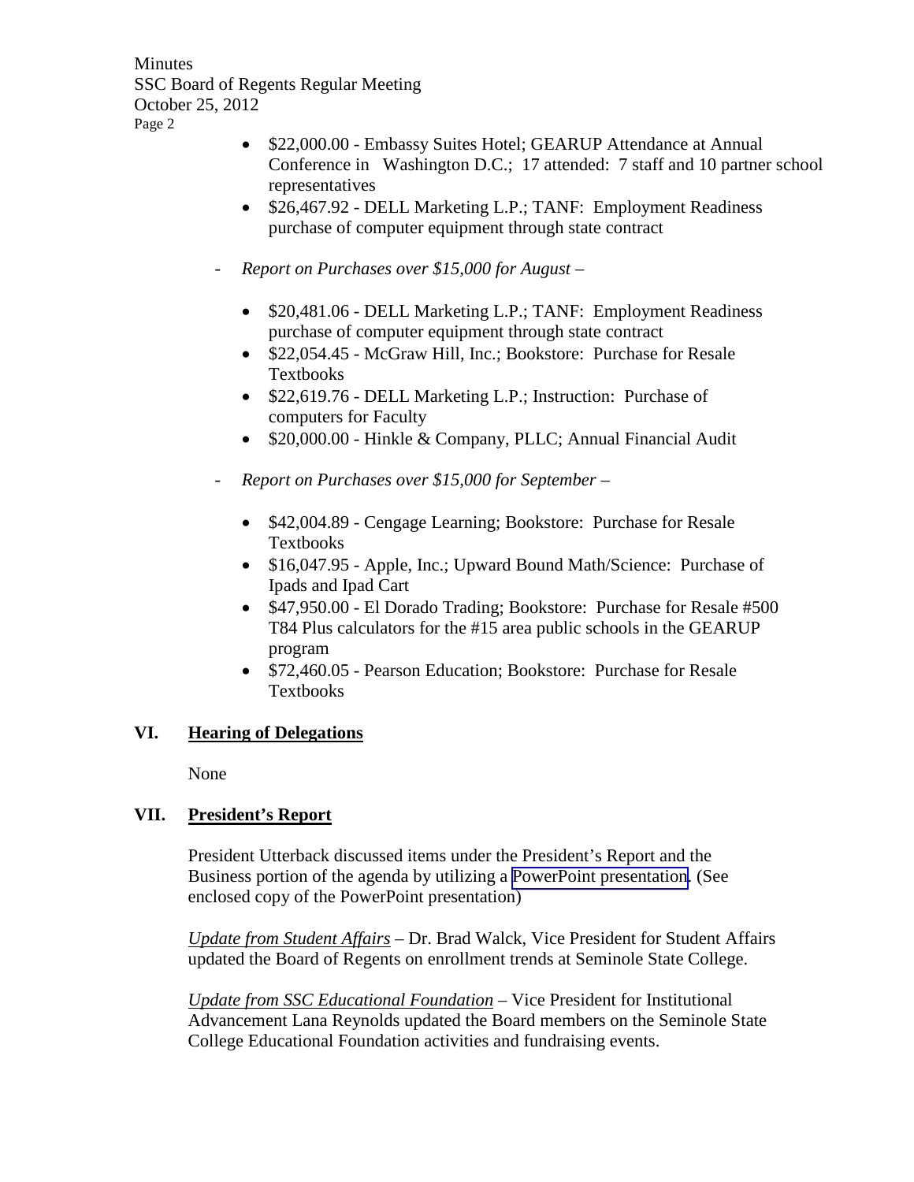- $22,000.00 - Embassy Suites Hotel; GEARUP Attendance at Annual Conference in Washington D.C.; 17 attended: 7 staff and 10 partner school representatives
- $26,467.92 - DELL Marketing L.P.; TANF: Employment Readiness purchase of computer equipment through state contract

- *Report on Purchases over $15,000 for August –*

  - $20,481.06 - DELL Marketing L.P.; TANF: Employment Readiness purchase of computer equipment through state contract
  - $22,054.45 - McGraw Hill, Inc.; Bookstore: Purchase for Resale Textbooks
  - $22,619.76 - DELL Marketing L.P.; Instruction: Purchase of computers for Faculty
  - $20,000.00 - Hinkle & Company, PLLC; Annual Financial Audit

- *Report on Purchases over $15,000 for September –*

  - $42,004.89 - Cengage Learning; Bookstore: Purchase for Resale Textbooks
  - $16,047.95 - Apple, Inc.; Upward Bound Math/Science: Purchase of Ipads and Ipad Cart
  - $47,950.00 - El Dorado Trading; Bookstore: Purchase for Resale #500 T84 Plus calculators for the #15 area public schools in the GEARUP program
  - $72,460.05 - Pearson Education; Bookstore: Purchase for Resale Textbooks

## VI. Hearing of Delegations

None

## VII. President's Report

President Utterback discussed items under the President's Report and the Business portion of the agenda by utilizing a PowerPoint presentation. (See enclosed copy of the PowerPoint presentation)

*Update from Student Affairs* – Dr. Brad Walck, Vice President for Student Affairs updated the Board of Regents on enrollment trends at Seminole State College.

*Update from SSC Educational Foundation* – Vice President for Institutional Advancement Lana Reynolds updated the Board members on the Seminole State College Educational Foundation activities and fundraising events.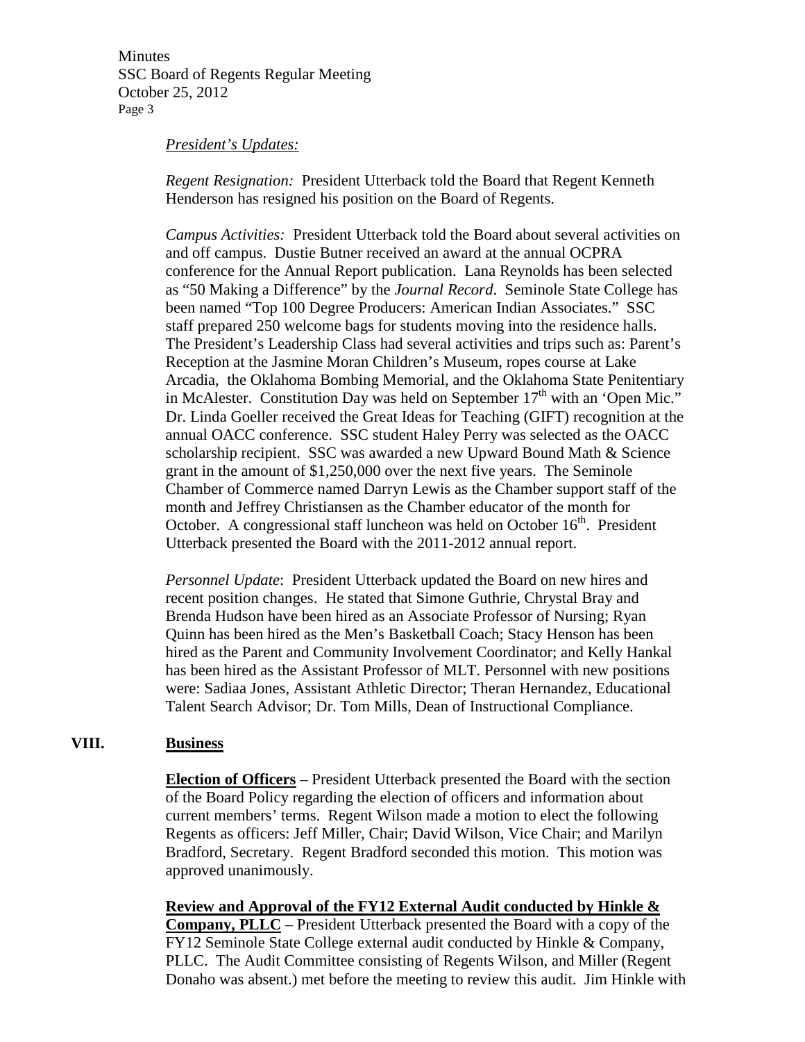*President's Updates:*

*Regent Resignation:* President Utterback told the Board that Regent Kenneth Henderson has resigned his position on the Board of Regents.

*Campus Activities:* President Utterback told the Board about several activities on and off campus. Dustie Butner received an award at the annual OCPRA conference for the Annual Report publication. Lana Reynolds has been selected as "50 Making a Difference" by the *Journal Record*. Seminole State College has been named "Top 100 Degree Producers: American Indian Associates." SSC staff prepared 250 welcome bags for students moving into the residence halls. The President's Leadership Class had several activities and trips such as: Parent's Reception at the Jasmine Moran Children's Museum, ropes course at Lake Arcadia, the Oklahoma Bombing Memorial, and the Oklahoma State Penitentiary in McAlester. Constitution Day was held on September 17th with an 'Open Mic." Dr. Linda Goeller received the Great Ideas for Teaching (GIFT) recognition at the annual OACC conference. SSC student Haley Perry was selected as the OACC scholarship recipient. SSC was awarded a new Upward Bound Math & Science grant in the amount of $1,250,000 over the next five years. The Seminole Chamber of Commerce named Darryn Lewis as the Chamber support staff of the month and Jeffrey Christiansen as the Chamber educator of the month for October. A congressional staff luncheon was held on October 16th. President Utterback presented the Board with the 2011-2012 annual report.

*Personnel Update*: President Utterback updated the Board on new hires and recent position changes. He stated that Simone Guthrie, Chrystal Bray and Brenda Hudson have been hired as an Associate Professor of Nursing; Ryan Quinn has been hired as the Men's Basketball Coach; Stacy Henson has been hired as the Parent and Community Involvement Coordinator; and Kelly Hankal has been hired as the Assistant Professor of MLT. Personnel with new positions were: Sadiaa Jones, Assistant Athletic Director; Theran Hernandez, Educational Talent Search Advisor; Dr. Tom Mills, Dean of Instructional Compliance.

## VIII. Business

**Election of Officers** – President Utterback presented the Board with the section of the Board Policy regarding the election of officers and information about current members' terms. Regent Wilson made a motion to elect the following Regents as officers: Jeff Miller, Chair; David Wilson, Vice Chair; and Marilyn Bradford, Secretary. Regent Bradford seconded this motion. This motion was approved unanimously.

**Review and Approval of the FY12 External Audit conducted by Hinkle & Company, PLLC** – President Utterback presented the Board with a copy of the FY12 Seminole State College external audit conducted by Hinkle & Company, PLLC. The Audit Committee consisting of Regents Wilson, and Miller (Regent Donaho was absent.) met before the meeting to review this audit. Jim Hinkle with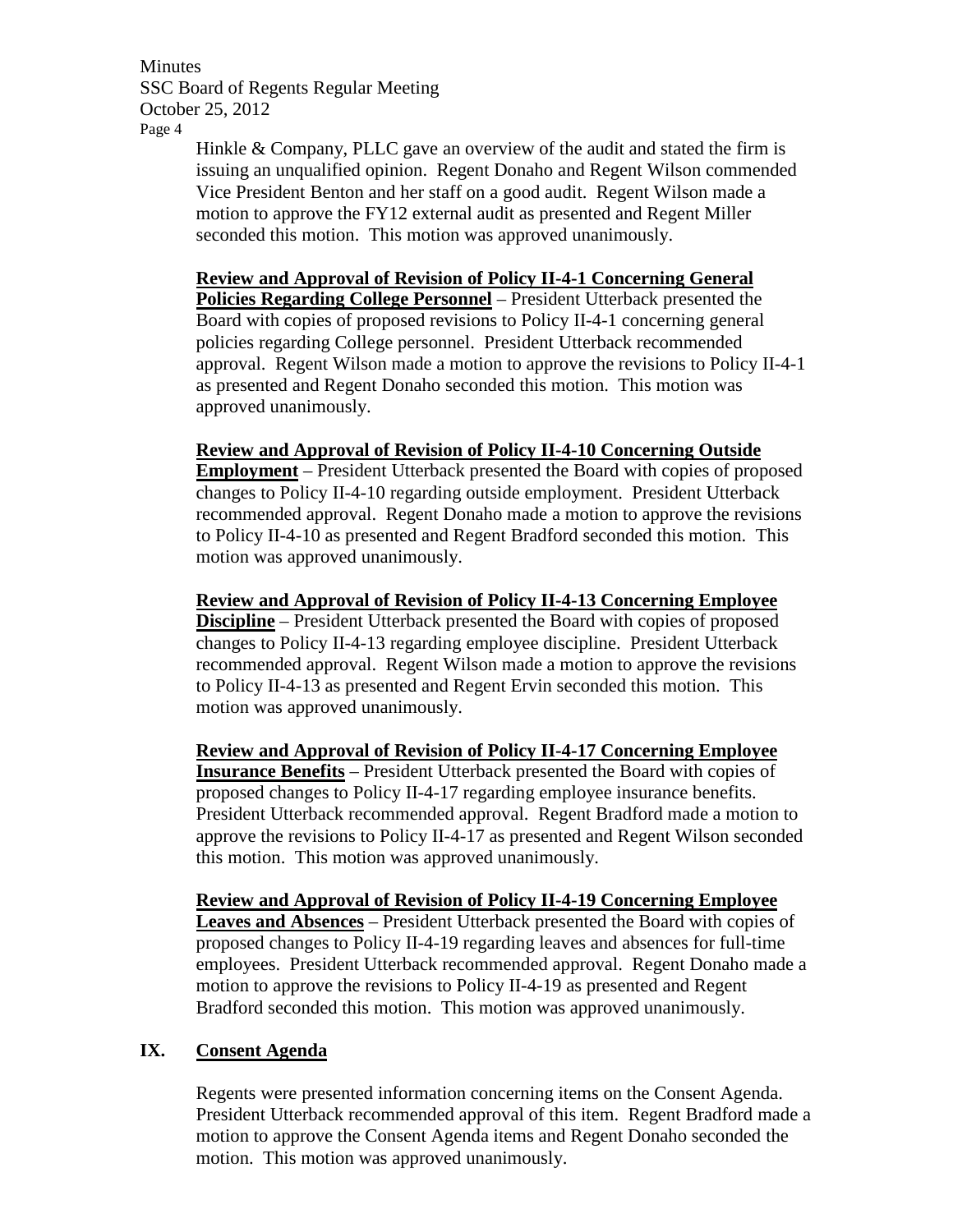Hinkle & Company, PLLC gave an overview of the audit and stated the firm is issuing an unqualified opinion. Regent Donaho and Regent Wilson commended Vice President Benton and her staff on a good audit. Regent Wilson made a motion to approve the FY12 external audit as presented and Regent Miller seconded this motion. This motion was approved unanimously.

**Review and Approval of Revision of Policy II-4-1 Concerning General Policies Regarding College Personnel** – President Utterback presented the Board with copies of proposed revisions to Policy II-4-1 concerning general policies regarding College personnel. President Utterback recommended approval. Regent Wilson made a motion to approve the revisions to Policy II-4-1 as presented and Regent Donaho seconded this motion. This motion was approved unanimously.

**Review and Approval of Revision of Policy II-4-10 Concerning Outside Employment** – President Utterback presented the Board with copies of proposed changes to Policy II-4-10 regarding outside employment. President Utterback recommended approval. Regent Donaho made a motion to approve the revisions to Policy II-4-10 as presented and Regent Bradford seconded this motion. This motion was approved unanimously.

**Review and Approval of Revision of Policy II-4-13 Concerning Employee Discipline** – President Utterback presented the Board with copies of proposed changes to Policy II-4-13 regarding employee discipline. President Utterback recommended approval. Regent Wilson made a motion to approve the revisions to Policy II-4-13 as presented and Regent Ervin seconded this motion. This motion was approved unanimously.

**Review and Approval of Revision of Policy II-4-17 Concerning Employee Insurance Benefits** – President Utterback presented the Board with copies of proposed changes to Policy II-4-17 regarding employee insurance benefits. President Utterback recommended approval. Regent Bradford made a motion to approve the revisions to Policy II-4-17 as presented and Regent Wilson seconded this motion. This motion was approved unanimously.

**Review and Approval of Revision of Policy II-4-19 Concerning Employee Leaves and Absences** – President Utterback presented the Board with copies of proposed changes to Policy II-4-19 regarding leaves and absences for full-time employees. President Utterback recommended approval. Regent Donaho made a motion to approve the revisions to Policy II-4-19 as presented and Regent Bradford seconded this motion. This motion was approved unanimously.

## IX. Consent Agenda

Regents were presented information concerning items on the Consent Agenda. President Utterback recommended approval of this item. Regent Bradford made a motion to approve the Consent Agenda items and Regent Donaho seconded the motion. This motion was approved unanimously.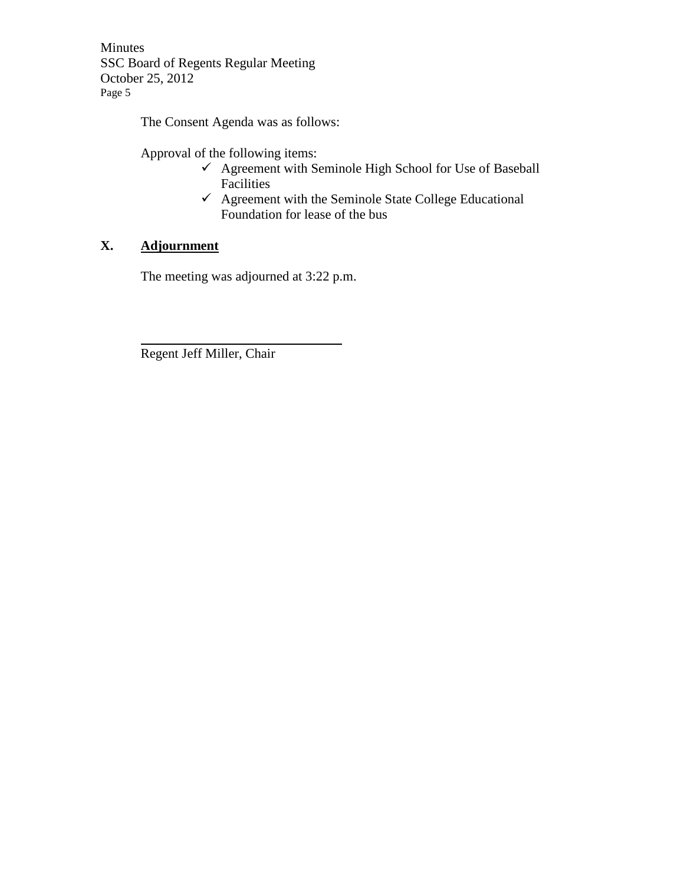The Consent Agenda was as follows:

Approval of the following items:

- ✓ Agreement with Seminole High School for Use of Baseball Facilities
- ✓ Agreement with the Seminole State College Educational Foundation for lease of the bus

## X. Adjournment

The meeting was adjourned at 3:22 p.m.

\_\_\_\_\_\_\_\_\_\_\_\_\_\_\_\_\_\_\_\_\_\_\_\_\_\_\_\_\_\_

Regent Jeff Miller, Chair